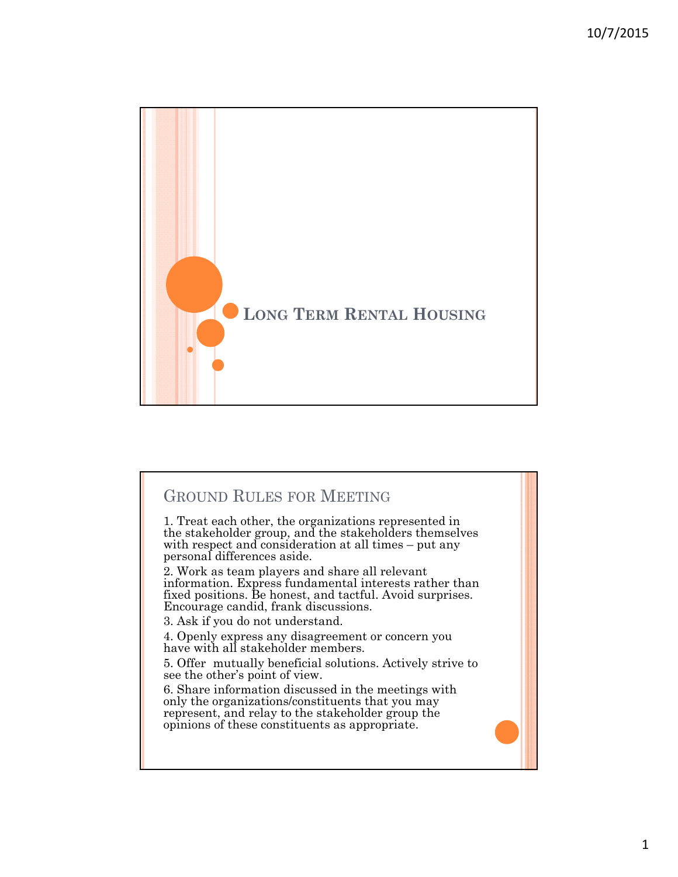# Long Term Rental Housing

## Ground Rules for Meeting

1. Treat each other, the organizations represented in the stakeholder group, and the stakeholders themselves with respect and consideration at all times – put any personal differences aside.
2. Work as team players and share all relevant information. Express fundamental interests rather than fixed positions. Be honest, and tactful. Avoid surprises. Encourage candid, frank discussions.
3. Ask if you do not understand.
4. Openly express any disagreement or concern you have with all stakeholder members.
5. Offer mutually beneficial solutions. Actively strive to see the other's point of view.
6. Share information discussed in the meetings with only the organizations/constituents that you may represent, and relay to the stakeholder group the opinions of these constituents as appropriate.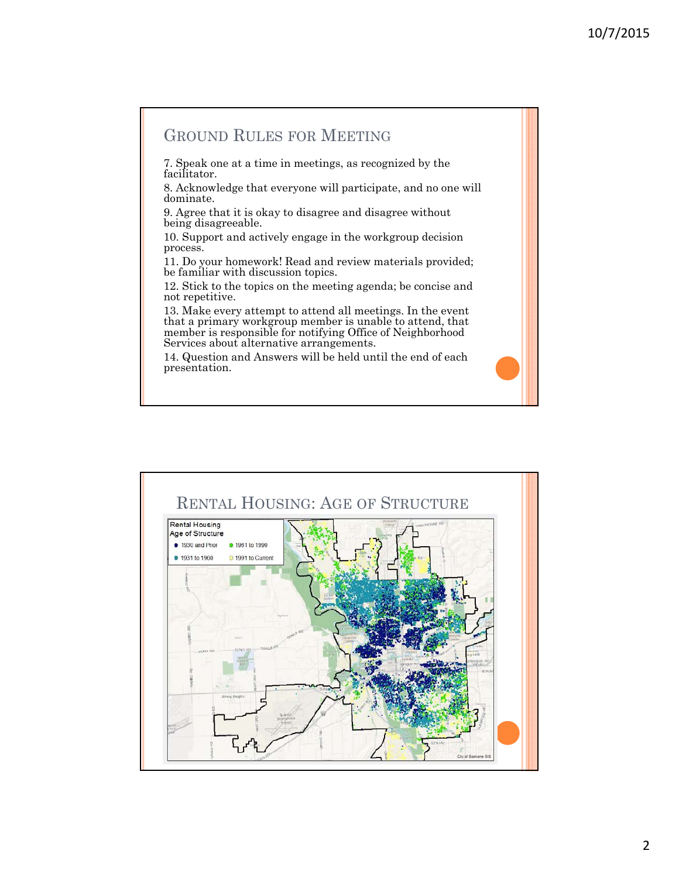## Ground Rules for Meeting

7. Speak one at a time in meetings, as recognized by the facilitator.
8. Acknowledge that everyone will participate, and no one will dominate.
9. Agree that it is okay to disagree and disagree without being disagreeable.
10. Support and actively engage in the workgroup decision process.
11. Do your homework! Read and review materials provided; be familiar with discussion topics.
12. Stick to the topics on the meeting agenda; be concise and not repetitive.
13. Make every attempt to attend all meetings. In the event that a primary workgroup member is unable to attend, that member is responsible for notifying Office of Neighborhood Services about alternative arrangements.
14. Question and Answers will be held until the end of each presentation.

## Rental Housing: Age of Structure

Rental Housing Age of Structure

- 1930 and Prior
- 1931 to 1960
- 1961 to 1990
- 1991 to Current

City of Spokane GIS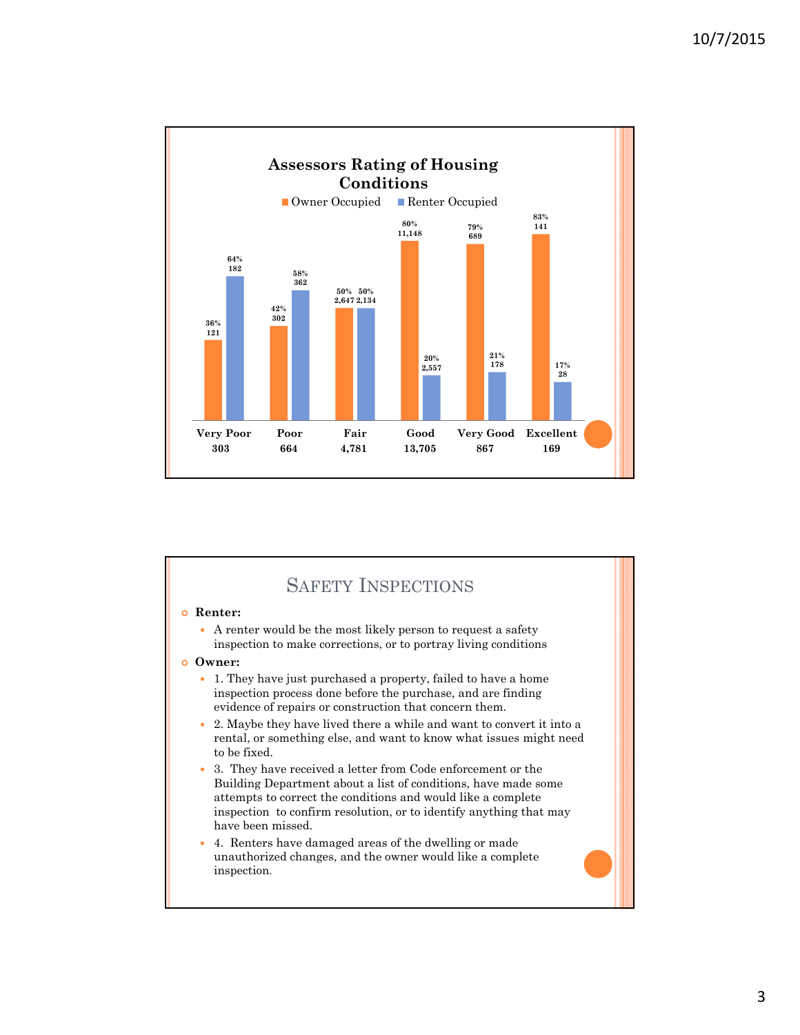## Assessors Rating of Housing Conditions

| Rating | Total | Owner Occupied | Renter Occupied |
|---|---|---|---|
| Very Poor | 303 | 36% 121 | 64% 182 |
| Poor | 664 | 42% 302 | 58% 362 |
| Fair | 4,781 | 50% 2,647 | 50% 2,134 |
| Good | 13,705 | 80% 11,148 | 20% 2,557 |
| Very Good | 867 | 79% 689 | 21% 178 |
| Excellent | 169 | 83% 141 | 17% 28 |

## Safety Inspections

- **Renter:**
  - A renter would be the most likely person to request a safety inspection to make corrections, or to portray living conditions
- **Owner:**
  - 1. They have just purchased a property, failed to have a home inspection process done before the purchase, and are finding evidence of repairs or construction that concern them.
  - 2. Maybe they have lived there a while and want to convert it into a rental, or something else, and want to know what issues might need to be fixed.
  - 3. They have received a letter from Code enforcement or the Building Department about a list of conditions, have made some attempts to correct the conditions and would like a complete inspection to confirm resolution, or to identify anything that may have been missed.
  - 4. Renters have damaged areas of the dwelling or made unauthorized changes, and the owner would like a complete inspection.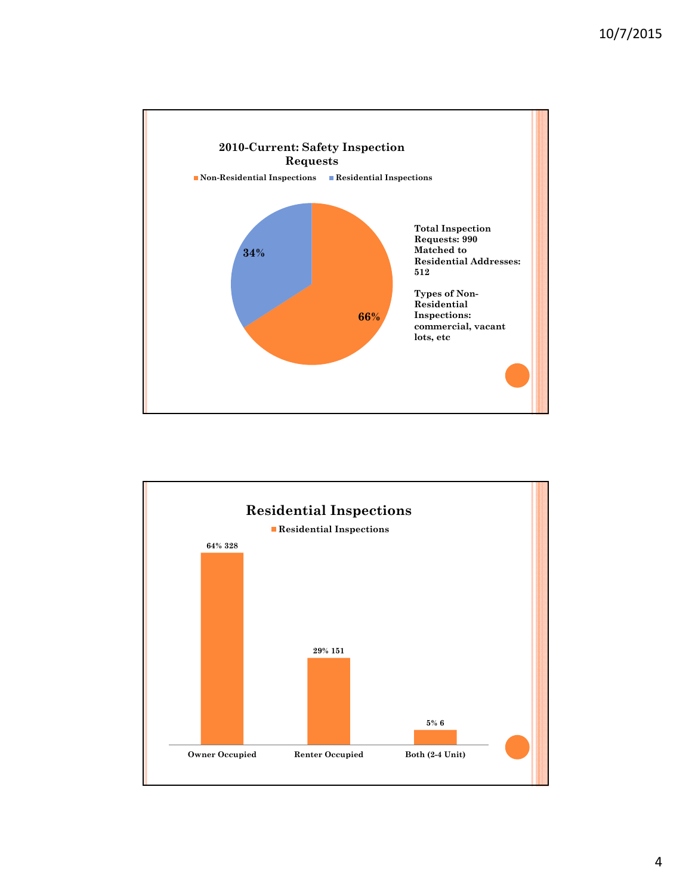## 2010-Current: Safety Inspection Requests

■ Non-Residential Inspections ■ Residential Inspections

34%

66%

**Total Inspection Requests: 990**
**Matched to Residential Addresses: 512**

**Types of Non-Residential Inspections: commercial, vacant lots, etc**

## Residential Inspections

■ Residential Inspections

| Category | Residential Inspections |
| --- | --- |
| Owner Occupied | 64% 328 |
| Renter Occupied | 29% 151 |
| Both (2-4 Unit) | 5% 6 |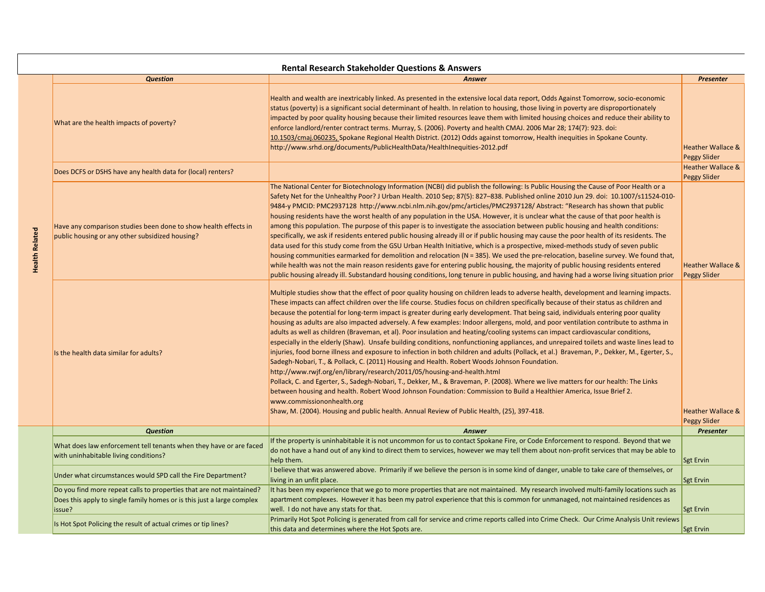## Rental Research Stakeholder Questions & Answers

| | Question | Answer | Presenter |
|---|---|---|---|
| **Health Related** | What are the health impacts of poverty? | Health and wealth are inextricably linked. As presented in the extensive local data report, Odds Against Tomorrow, socio-economic status (poverty) is a significant social determinant of health. In relation to housing, those living in poverty are disproportionately impacted by poor quality housing because their limited resources leave them with limited housing choices and reduce their ability to enforce landlord/renter contract terms. Murray, S. (2006). Poverty and health CMAJ. 2006 Mar 28; 174(7): 923. doi: 10.1503/cmaj.060235, Spokane Regional Health District. (2012) Odds against tomorrow, Health inequities in Spokane County. http://www.srhd.org/documents/PublicHealthData/HealthInequities-2012.pdf | Heather Wallace & Peggy Slider |
| | Does DCFS or DSHS have any health data for (local) renters? | | Heather Wallace & Peggy Slider |
| | Have any comparison studies been done to show health effects in public housing or any other subsidized housing? | The National Center for Biotechnology Information (NCBI) did publish the following: Is Public Housing the Cause of Poor Health or a Safety Net for the Unhealthy Poor? J Urban Health. 2010 Sep; 87(5): 827–838. Published online 2010 Jun 29. doi: 10.1007/s11524-010-9484-y PMCID: PMC2937128 http://www.ncbi.nlm.nih.gov/pmc/articles/PMC2937128/ Abstract: "Research has shown that public housing residents have the worst health of any population in the USA. However, it is unclear what the cause of that poor health is among this population. The purpose of this paper is to investigate the association between public housing and health conditions: specifically, we ask if residents entered public housing already ill or if public housing may cause the poor health of its residents. The data used for this study come from the GSU Urban Health Initiative, which is a prospective, mixed-methods study of seven public housing communities earmarked for demolition and relocation (N = 385). We used the pre-relocation, baseline survey. We found that, while health was not the main reason residents gave for entering public housing, the majority of public housing residents entered public housing already ill. Substandard housing conditions, long tenure in public housing, and having had a worse living situation prior | Heather Wallace & Peggy Slider |
| | Is the health data similar for adults? | Multiple studies show that the effect of poor quality housing on children leads to adverse health, development and learning impacts. These impacts can affect children over the life course. Studies focus on children specifically because of their status as children and because the potential for long-term impact is greater during early development. That being said, individuals entering poor quality housing as adults are also impacted adversely. A few examples: Indoor allergens, mold, and poor ventilation contribute to asthma in adults as well as children (Braveman, et al). Poor insulation and heating/cooling systems can impact cardiovascular conditions, especially in the elderly (Shaw). Unsafe building conditions, nonfunctioning appliances, and unrepaired toilets and waste lines lead to injuries, food borne illness and exposure to infection in both children and adults (Pollack, et al.) Braveman, P., Dekker, M., Egerter, S., Sadegh-Nobari, T., & Pollack, C. (2011) Housing and Health. Robert Woods Johnson Foundation. http://www.rwjf.org/en/library/research/2011/05/housing-and-health.html Pollack, C. and Egerter, S., Sadegh-Nobari, T., Dekker, M., & Braveman, P. (2008). Where we live matters for our health: The Links between housing and health. Robert Wood Johnson Foundation: Commission to Build a Healthier America, Issue Brief 2. www.commissiononhealth.org Shaw, M. (2004). Housing and public health. Annual Review of Public Health, (25), 397-418. | Heather Wallace & Peggy Slider |

| | Question | Answer | Presenter |
|---|---|---|---|
| | What does law enforcement tell tenants when they have or are faced with uninhabitable living conditions? | If the property is uninhabitable it is not uncommon for us to contact Spokane Fire, or Code Enforcement to respond. Beyond that we do not have a hand out of any kind to direct them to services, however we may tell them about non-profit services that may be able to help them. | Sgt Ervin |
| | Under what circumstances would SPD call the Fire Department? | I believe that was answered above. Primarily if we believe the person is in some kind of danger, unable to take care of themselves, or living in an unfit place. | Sgt Ervin |
| | Do you find more repeat calls to properties that are not maintained? Does this apply to single family homes or is this just a large complex issue? | It has been my experience that we go to more properties that are not maintained. My research involved multi-family locations such as apartment complexes. However it has been my patrol experience that this is common for unmanaged, not maintained residences as well. I do not have any stats for that. | Sgt Ervin |
| | Is Hot Spot Policing the result of actual crimes or tip lines? | Primarily Hot Spot Policing is generated from call for service and crime reports called into Crime Check. Our Crime Analysis Unit reviews this data and determines where the Hot Spots are. | Sgt Ervin |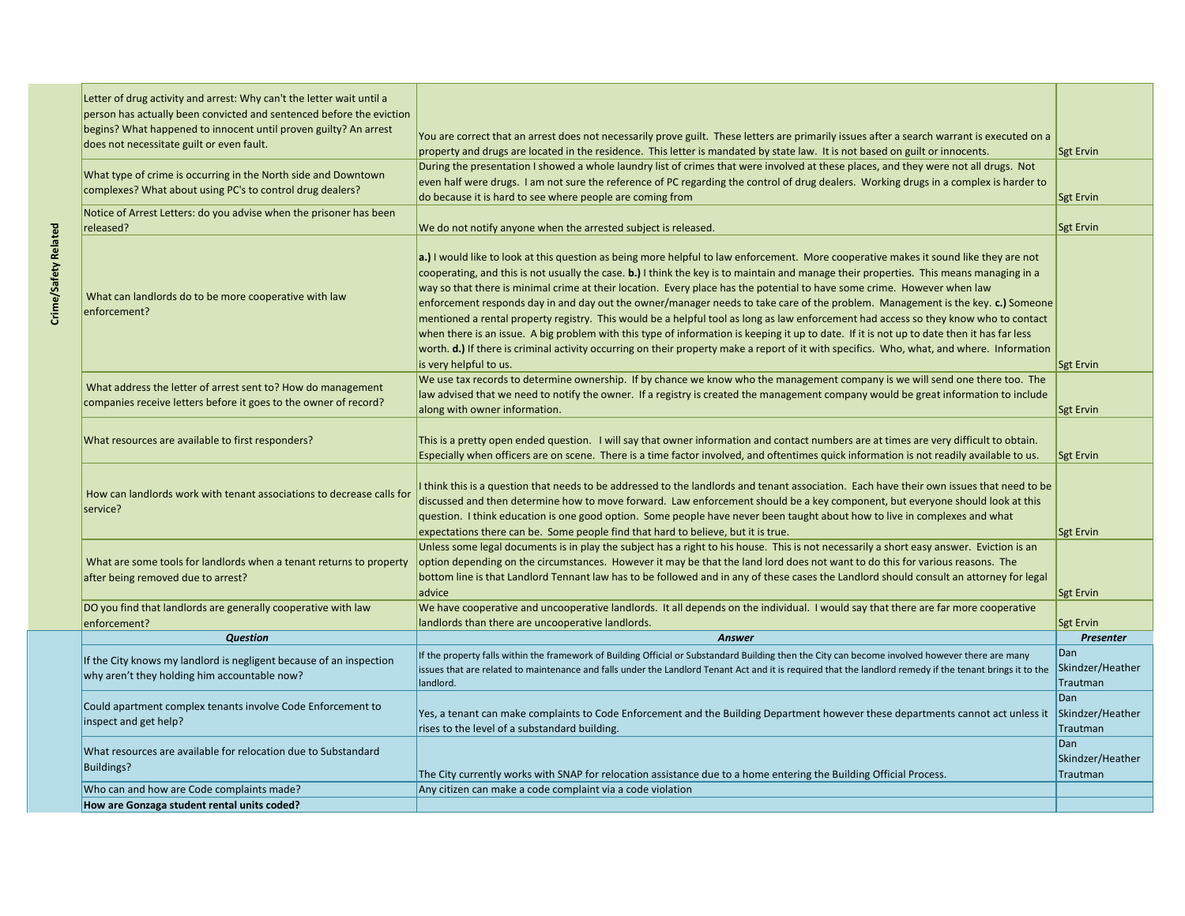| Category | Question | Answer | Presenter |
|---|---|---|---|
| Crime/Safety Related | Letter of drug activity and arrest: Why can't the letter wait until a person has actually been convicted and sentenced before the eviction begins? What happened to innocent until proven guilty? An arrest does not necessitate guilt or even fault. | You are correct that an arrest does not necessarily prove guilt. These letters are primarily issues after a search warrant is executed on a property and drugs are located in the residence. This letter is mandated by state law. It is not based on guilt or innocents. | Sgt Ervin |
| Crime/Safety Related | What type of crime is occurring in the North side and Downtown complexes? What about using PC's to control drug dealers? | During the presentation I showed a whole laundry list of crimes that were involved at these places, and they were not all drugs. Not even half were drugs. I am not sure the reference of PC regarding the control of drug dealers. Working drugs in a complex is harder to do because it is hard to see where people are coming from | Sgt Ervin |
| Crime/Safety Related | Notice of Arrest Letters: do you advise when the prisoner has been released? | We do not notify anyone when the arrested subject is released. | Sgt Ervin |
| Crime/Safety Related | What can landlords do to be more cooperative with law enforcement? | **a.)** I would like to look at this question as being more helpful to law enforcement. More cooperative makes it sound like they are not cooperating, and this is not usually the case. **b.)** I think the key is to maintain and manage their properties. This means managing in a way so that there is minimal crime at their location. Every place has the potential to have some crime. However when law enforcement responds day in and day out the owner/manager needs to take care of the problem. Management is the key. **c.)** Someone mentioned a rental property registry. This would be a helpful tool as long as law enforcement had access so they know who to contact when there is an issue. A big problem with this type of information is keeping it up to date. If it is not up to date then it has far less worth. **d.)** If there is criminal activity occurring on their property make a report of it with specifics. Who, what, and where. Information is very helpful to us. | Sgt Ervin |
| Crime/Safety Related | What address the letter of arrest sent to? How do management companies receive letters before it goes to the owner of record? | We use tax records to determine ownership. If by chance we know who the management company is we will send one there too. The law advised that we need to notify the owner. If a registry is created the management company would be great information to include along with owner information. | Sgt Ervin |
| Crime/Safety Related | What resources are available to first responders? | This is a pretty open ended question. I will say that owner information and contact numbers are at times are very difficult to obtain. Especially when officers are on scene. There is a time factor involved, and oftentimes quick information is not readily available to us. | Sgt Ervin |
| Crime/Safety Related | How can landlords work with tenant associations to decrease calls for service? | I think this is a question that needs to be addressed to the landlords and tenant association. Each have their own issues that need to be discussed and then determine how to move forward. Law enforcement should be a key component, but everyone should look at this question. I think education is one good option. Some people have never been taught about how to live in complexes and what expectations there can be. Some people find that hard to believe, but it is true. | Sgt Ervin |
| Crime/Safety Related | What are some tools for landlords when a tenant returns to property after being removed due to arrest? | Unless some legal documents is in play the subject has a right to his house. This is not necessarily a short easy answer. Eviction is an option depending on the circumstances. However it may be that the land lord does not want to do this for various reasons. The bottom line is that Landlord Tennant law has to be followed and in any of these cases the Landlord should consult an attorney for legal advice | Sgt Ervin |
| Crime/Safety Related | DO you find that landlords are generally cooperative with law enforcement? | We have cooperative and uncooperative landlords. It all depends on the individual. I would say that there are far more cooperative landlords than there are uncooperative landlords. | Sgt Ervin |

| | ***Question*** | ***Answer*** | ***Presenter*** |
|---|---|---|---|
| | If the City knows my landlord is negligent because of an inspection why aren't they holding him accountable now? | If the property falls within the framework of Building Official or Substandard Building then the City can become involved however there are many issues that are related to maintenance and falls under the Landlord Tenant Act and it is required that the landlord remedy if the tenant brings it to the landlord. | Dan Skindzer/Heather Trautman |
| | Could apartment complex tenants involve Code Enforcement to inspect and get help? | Yes, a tenant can make complaints to Code Enforcement and the Building Department however these departments cannot act unless it rises to the level of a substandard building. | Dan Skindzer/Heather Trautman |
| | What resources are available for relocation due to Substandard Buildings? | The City currently works with SNAP for relocation assistance due to a home entering the Building Official Process. | Dan Skindzer/Heather Trautman |
| | Who can and how are Code complaints made? | Any citizen can make a code complaint via a code violation | |
| | **How are Gonzaga student rental units coded?** | | |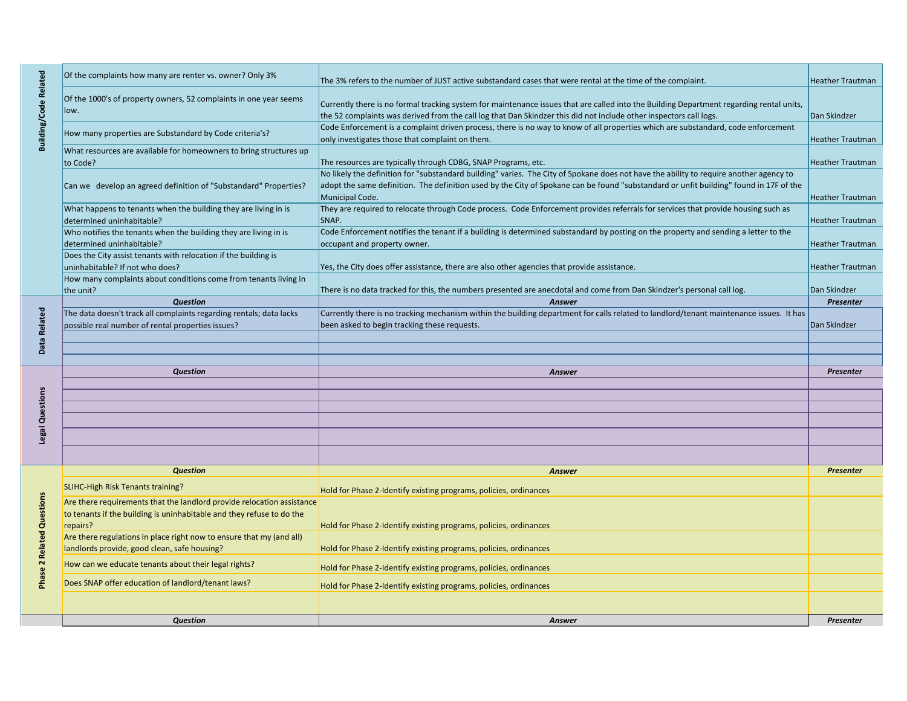## Building/Code Related

| Question | Answer | Presenter |
|---|---|---|
| Of the complaints how many are renter vs. owner? Only 3% | The 3% refers to the number of JUST active substandard cases that were rental at the time of the complaint. | Heather Trautman |
| Of the 1000's of property owners, 52 complaints in one year seems low. | Currently there is no formal tracking system for maintenance issues that are called into the Building Department regarding rental units, the 52 complaints was derived from the call log that Dan Skindzer this did not include other inspectors call logs. | Dan Skindzer |
| How many properties are Substandard by Code criteria's? | Code Enforcement is a complaint driven process, there is no way to know of all properties which are substandard, code enforcement only investigates those that complaint on them. | Heather Trautman |
| What resources are available for homeowners to bring structures up to Code? | The resources are typically through CDBG, SNAP Programs, etc. | Heather Trautman |
| Can we develop an agreed definition of "Substandard" Properties? | No likely the definition for "substandard building" varies. The City of Spokane does not have the ability to require another agency to adopt the same definition. The definition used by the City of Spokane can be found "substandard or unfit building" found in 17F of the Municipal Code. | Heather Trautman |
| What happens to tenants when the building they are living in is determined uninhabitable? | They are required to relocate through Code process. Code Enforcement provides referrals for services that provide housing such as SNAP. | Heather Trautman |
| Who notifies the tenants when the building they are living in is determined uninhabitable? | Code Enforcement notifies the tenant if a building is determined substandard by posting on the property and sending a letter to the occupant and property owner. | Heather Trautman |
| Does the City assist tenants with relocation if the building is uninhabitable? If not who does? | Yes, the City does offer assistance, there are also other agencies that provide assistance. | Heather Trautman |
| How many complaints about conditions come from tenants living in the unit? | There is no data tracked for this, the numbers presented are anecdotal and come from Dan Skindzer's personal call log. | Dan Skindzer |

## Data Related

| Question | Answer | Presenter |
|---|---|---|
| The data doesn't track all complaints regarding rentals; data lacks possible real number of rental properties issues? | Currently there is no tracking mechanism within the building department for calls related to landlord/tenant maintenance issues. It has been asked to begin tracking these requests. | Dan Skindzer |
| | | |
| | | |
| | | |

## Legal Questions

| Question | Answer | Presenter |
|---|---|---|
| | | |
| | | |
| | | |
| | | |
| | | |
| | | |

## Phase 2 Related Questions

| Question | Answer | Presenter |
|---|---|---|
| SLIHC-High Risk Tenants training? | Hold for Phase 2-Identify existing programs, policies, ordinances | |
| Are there requirements that the landlord provide relocation assistance to tenants if the building is uninhabitable and they refuse to do the repairs? | Hold for Phase 2-Identify existing programs, policies, ordinances | |
| Are there regulations in place right now to ensure that my (and all) landlords provide, good clean, safe housing? | Hold for Phase 2-Identify existing programs, policies, ordinances | |
| How can we educate tenants about their legal rights? | Hold for Phase 2-Identify existing programs, policies, ordinances | |
| Does SNAP offer education of landlord/tenant laws? | Hold for Phase 2-Identify existing programs, policies, ordinances | |
| | | |

| Question | Answer | Presenter |
|---|---|---|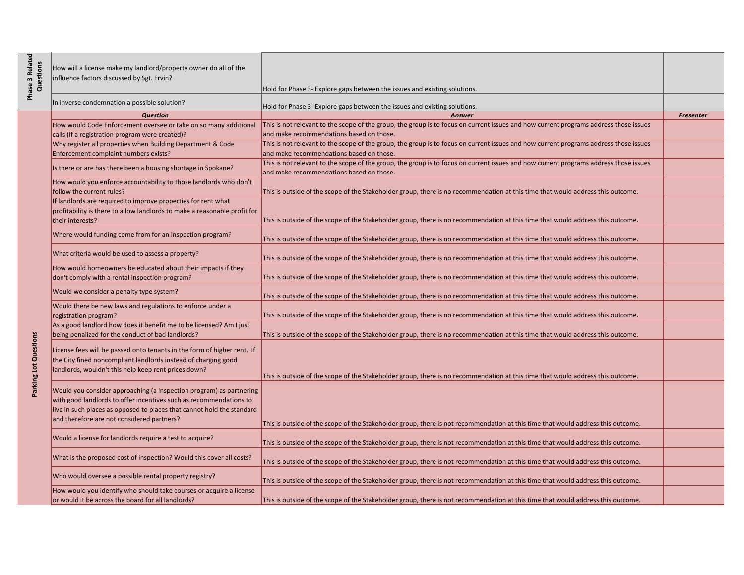| | Question | Answer | Presenter |
|---|---|---|---|
| Phase 3 Related Questions | How will a license make my landlord/property owner do all of the influence factors discussed by Sgt. Ervin? | Hold for Phase 3- Explore gaps between the issues and existing solutions. | |
| | In inverse condemnation a possible solution? | Hold for Phase 3- Explore gaps between the issues and existing solutions. | |
| Parking Lot Questions | **Question** | **Answer** | **Presenter** |
| | How would Code Enforcement oversee or take on so many additional calls (If a registration program were created)? | This is not relevant to the scope of the group, the group is to focus on current issues and how current programs address those issues and make recommendations based on those. | |
| | Why register all properties when Building Department & Code Enforcement complaint numbers exists? | This is not relevant to the scope of the group, the group is to focus on current issues and how current programs address those issues and make recommendations based on those. | |
| | Is there or are has there been a housing shortage in Spokane? | This is not relevant to the scope of the group, the group is to focus on current issues and how current programs address those issues and make recommendations based on those. | |
| | How would you enforce accountability to those landlords who don't follow the current rules? | This is outside of the scope of the Stakeholder group, there is no recommendation at this time that would address this outcome. | |
| | If landlords are required to improve properties for rent what profitability is there to allow landlords to make a reasonable profit for their interests? | This is outside of the scope of the Stakeholder group, there is no recommendation at this time that would address this outcome. | |
| | Where would funding come from for an inspection program? | This is outside of the scope of the Stakeholder group, there is no recommendation at this time that would address this outcome. | |
| | What criteria would be used to assess a property? | This is outside of the scope of the Stakeholder group, there is no recommendation at this time that would address this outcome. | |
| | How would homeowners be educated about their impacts if they don't comply with a rental inspection program? | This is outside of the scope of the Stakeholder group, there is no recommendation at this time that would address this outcome. | |
| | Would we consider a penalty type system? | This is outside of the scope of the Stakeholder group, there is no recommendation at this time that would address this outcome. | |
| | Would there be new laws and regulations to enforce under a registration program? | This is outside of the scope of the Stakeholder group, there is no recommendation at this time that would address this outcome. | |
| | As a good landlord how does it benefit me to be licensed? Am I just being penalized for the conduct of bad landlords? | This is outside of the scope of the Stakeholder group, there is no recommendation at this time that would address this outcome. | |
| | License fees will be passed onto tenants in the form of higher rent. If the City fined noncompliant landlords instead of charging good landlords, wouldn't this help keep rent prices down? | This is outside of the scope of the Stakeholder group, there is no recommendation at this time that would address this outcome. | |
| | Would you consider approaching (a inspection program) as partnering with good landlords to offer incentives such as recommendations to live in such places as opposed to places that cannot hold the standard and therefore are not considered partners? | This is outside of the scope of the Stakeholder group, there is not recommendation at this time that would address this outcome. | |
| | Would a license for landlords require a test to acquire? | This is outside of the scope of the Stakeholder group, there is not recommendation at this time that would address this outcome. | |
| | What is the proposed cost of inspection? Would this cover all costs? | This is outside of the scope of the Stakeholder group, there is not recommendation at this time that would address this outcome. | |
| | Who would oversee a possible rental property registry? | This is outside of the scope of the Stakeholder group, there is not recommendation at this time that would address this outcome. | |
| | How would you identify who should take courses or acquire a license or would it be across the board for all landlords? | This is outside of the scope of the Stakeholder group, there is not recommendation at this time that would address this outcome. | |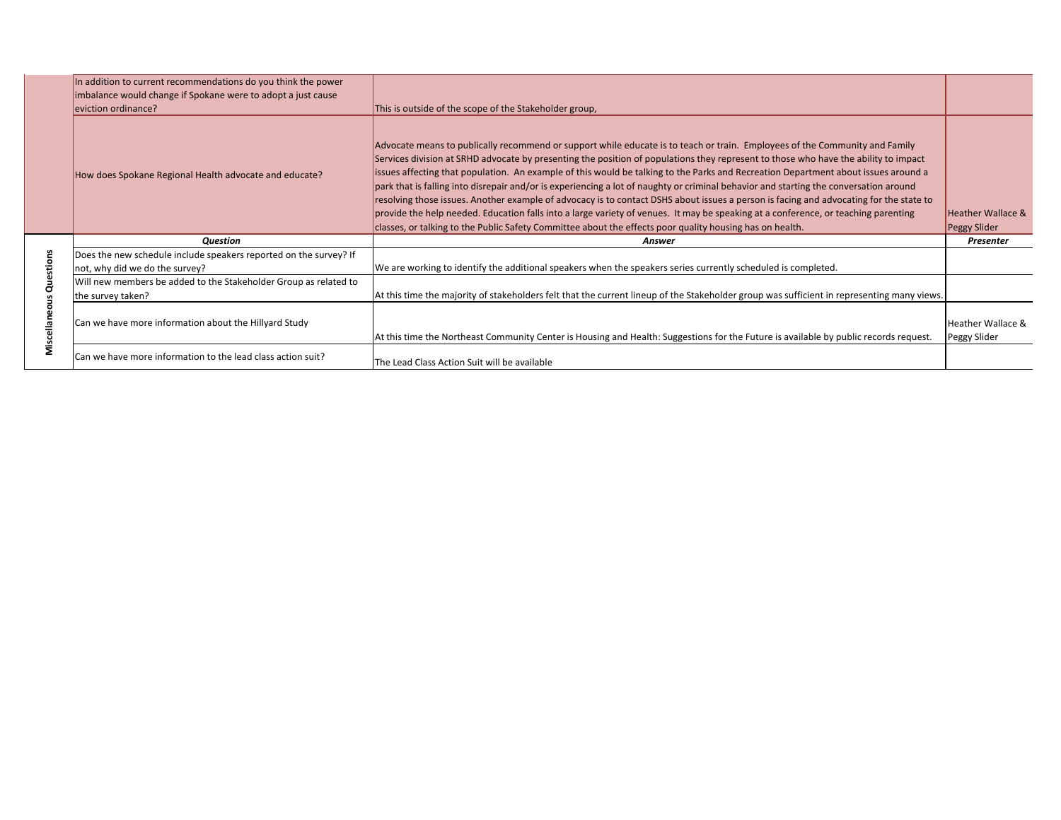| | | | |
|---|---|---|---|
| | In addition to current recommendations do you think the power imbalance would change if Spokane were to adopt a just cause eviction ordinance? | This is outside of the scope of the Stakeholder group, | |
| | How does Spokane Regional Health advocate and educate? | Advocate means to publically recommend or support while educate is to teach or train. Employees of the Community and Family Services division at SRHD advocate by presenting the position of populations they represent to those who have the ability to impact issues affecting that population. An example of this would be talking to the Parks and Recreation Department about issues around a park that is falling into disrepair and/or is experiencing a lot of naughty or criminal behavior and starting the conversation around resolving those issues. Another example of advocacy is to contact DSHS about issues a person is facing and advocating for the state to provide the help needed. Education falls into a large variety of venues. It may be speaking at a conference, or teaching parenting classes, or talking to the Public Safety Committee about the effects poor quality housing has on health. | Heather Wallace & Peggy Slider |

| | ***Question*** | ***Answer*** | ***Presenter*** |
|---|---|---|---|
| **Miscellaneous Questions** | Does the new schedule include speakers reported on the survey? If not, why did we do the survey? | We are working to identify the additional speakers when the speakers series currently scheduled is completed. | |
| | Will new members be added to the Stakeholder Group as related to the survey taken? | At this time the majority of stakeholders felt that the current lineup of the Stakeholder group was sufficient in representing many views. | |
| | Can we have more information about the Hillyard Study | At this time the Northeast Community Center is Housing and Health: Suggestions for the Future is available by public records request. | Heather Wallace & Peggy Slider |
| | Can we have more information to the lead class action suit? | The Lead Class Action Suit will be available | |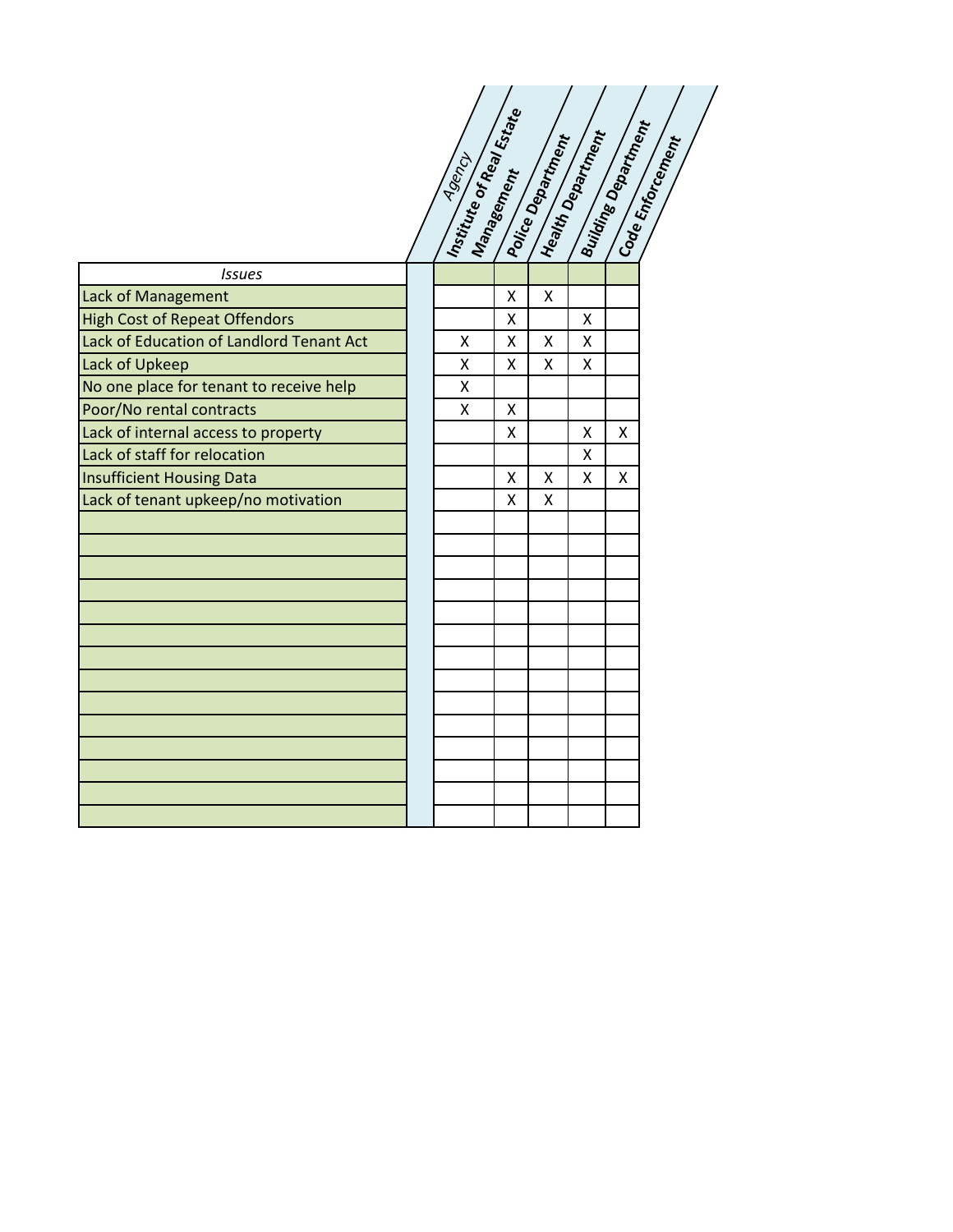| Issues | Agency | Institute of Real Estate Management | Police Department | Health Department | Building Department | Code Enforcement |
|---|---|---|---|---|---|---|
| Lack of Management | | | X | X | | |
| High Cost of Repeat Offendors | | | X | | X | |
| Lack of Education of Landlord Tenant Act | | X | X | X | X | |
| Lack of Upkeep | | X | X | X | X | |
| No one place for tenant to receive help | | X | | | | |
| Poor/No rental contracts | | X | X | | | |
| Lack of internal access to property | | | X | | X | X |
| Lack of staff for relocation | | | | | X | |
| Insufficient Housing Data | | | X | X | X | X |
| Lack of tenant upkeep/no motivation | | | X | X | | |
| | | | | | | |
| | | | | | | |
| | | | | | | |
| | | | | | | |
| | | | | | | |
| | | | | | | |
| | | | | | | |
| | | | | | | |
| | | | | | | |
| | | | | | | |
| | | | | | | |
| | | | | | | |
| | | | | | | |
| | | | | | | |